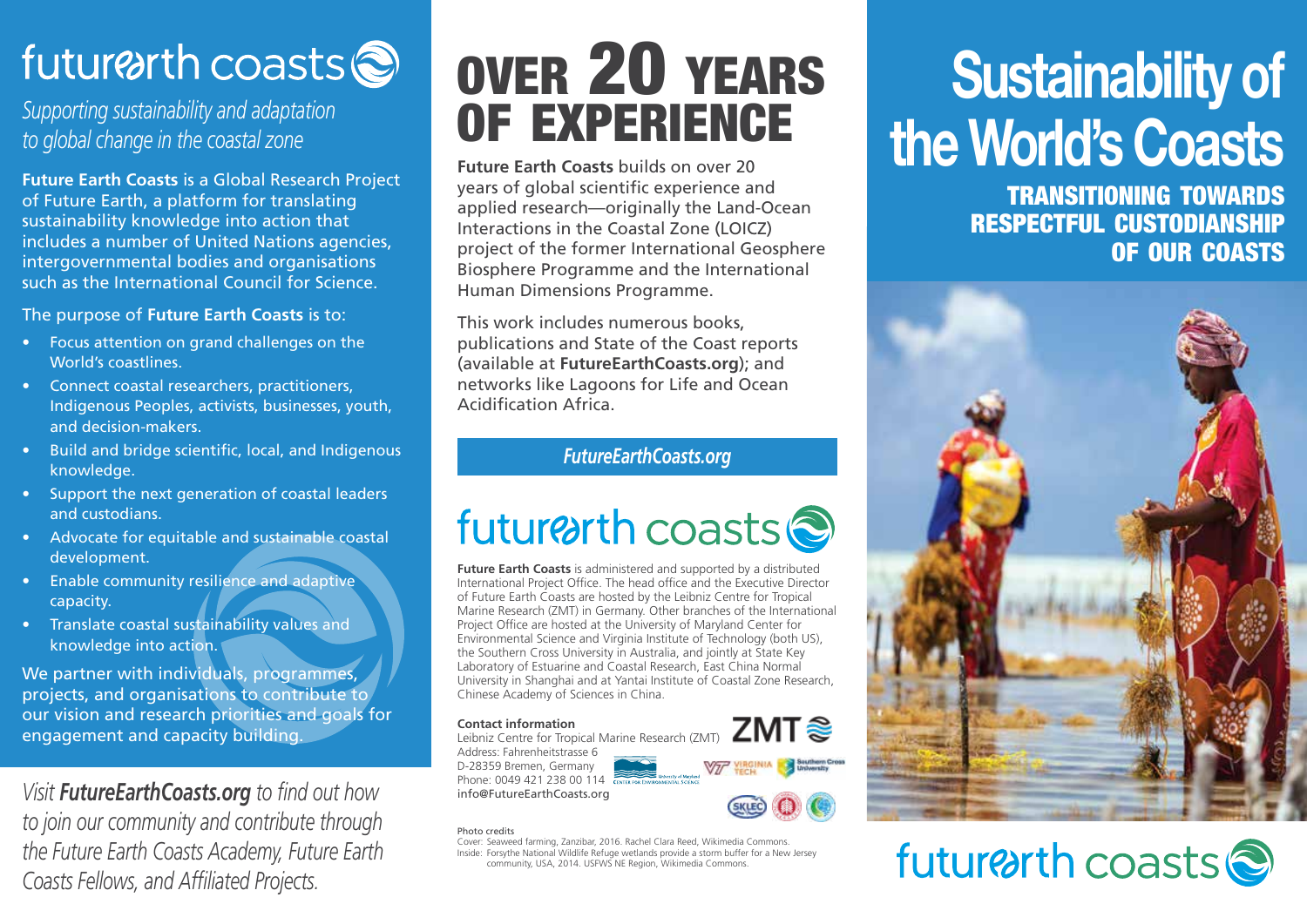# futurearth coasts

*Supporting sustainability and adaptation to global change in the coastal zone*

**Future Earth Coasts** is a Global Research Project of Future Earth, a platform for translating sustainability knowledge into action that includes a number of United Nations agencies, intergovernmental bodies and organisations such as the International Council for Science.

The purpose of **Future Earth Coasts** is to:

- Focus attention on grand challenges on the World's coastlines.
- Connect coastal researchers, practitioners, Indigenous Peoples, activists, businesses, youth, and decision-makers.
- Build and bridge scientific, local, and Indigenous knowledge.
- Support the next generation of coastal leaders and custodians.
- Advocate for equitable and sustainable coastal development.
- Enable community resilience and adaptive capacity.
- Translate coastal sustainability values and knowledge into action.

We partner with individuals, programmes, projects, and organisations to contribute to our vision and research priorities and goals for engagement and capacity building.

*Visit **FutureEarthCoasts.org** to find out how to join our community and contribute through the Future Earth Coasts Academy, Future Earth Coasts Fellows, and Affiliated Projects.*

# OVER 20 YEARS OF EXPERIENCE

**Future Earth Coasts** builds on over 20 years of global scientific experience and applied research—originally the Land-Ocean Interactions in the Coastal Zone (LOICZ) project of the former International Geosphere Biosphere Programme and the International Human Dimensions Programme.

This work includes numerous books, publications and State of the Coast reports (available at **FutureEarthCoasts.org**); and networks like Lagoons for Life and Ocean Acidification Africa.

***FutureEarthCoasts.org***

## futurearth coasts

**Future Earth Coasts** is administered and supported by a distributed International Project Office. The head office and the Executive Director of Future Earth Coasts are hosted by the Leibniz Centre for Tropical Marine Research (ZMT) in Germany. Other branches of the International Project Office are hosted at the University of Maryland Center for Environmental Science and Virginia Institute of Technology (both US), the Southern Cross University in Australia, and jointly at State Key Laboratory of Estuarine and Coastal Research, East China Normal University in Shanghai and at Yantai Institute of Coastal Zone Research, Chinese Academy of Sciences in China.

**Contact information**
Leibniz Centre for Tropical Marine Research (ZMT)
Address: Fahrenheitstrasse 6
D-28359 Bremen, Germany
Phone: 0049 421 238 00 114
info@FutureEarthCoasts.org

Photo credits
Cover: Seaweed farming, Zanzibar, 2016. Rachel Clara Reed, Wikimedia Commons.
Inside: Forsythe National Wildlife Refuge wetlands provide a storm buffer for a New Jersey community, USA, 2014. USFWS NE Region, Wikimedia Commons.

# Sustainability of the World's Coasts

## TRANSITIONING TOWARDS RESPECTFUL CUSTODIANSHIP OF OUR COASTS

futurearth coasts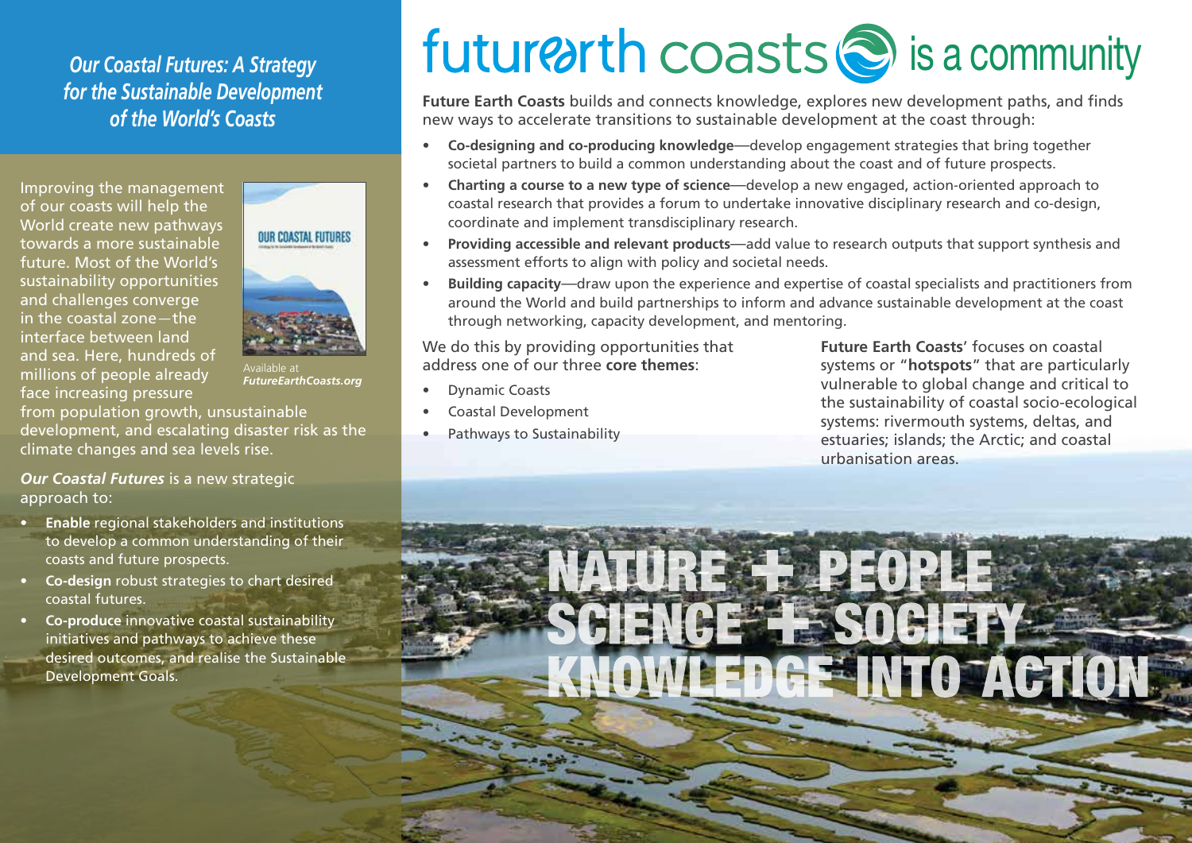## *Our Coastal Futures: A Strategy for the Sustainable Development of the World's Coasts*

Improving the management of our coasts will help the World create new pathways towards a more sustainable future. Most of the World's sustainability opportunities and challenges converge in the coastal zone—the interface between land and sea. Here, hundreds of millions of people already face increasing pressure from population growth, unsustainable development, and escalating disaster risk as the climate changes and sea levels rise.

OUR COASTAL FUTURES

Available at *FutureEarthCoasts.org*

***Our Coastal Futures*** is a new strategic approach to:

- **Enable** regional stakeholders and institutions to develop a common understanding of their coasts and future prospects.
- **Co-design** robust strategies to chart desired coastal futures.
- **Co-produce** innovative coastal sustainability initiatives and pathways to achieve these desired outcomes, and realise the Sustainable Development Goals.

# futurearth coasts is a community

**Future Earth Coasts** builds and connects knowledge, explores new development paths, and finds new ways to accelerate transitions to sustainable development at the coast through:

- **Co-designing and co-producing knowledge**—develop engagement strategies that bring together societal partners to build a common understanding about the coast and of future prospects.
- **Charting a course to a new type of science**—develop a new engaged, action-oriented approach to coastal research that provides a forum to undertake innovative disciplinary research and co-design, coordinate and implement transdisciplinary research.
- **Providing accessible and relevant products**—add value to research outputs that support synthesis and assessment efforts to align with policy and societal needs.
- **Building capacity**—draw upon the experience and expertise of coastal specialists and practitioners from around the World and build partnerships to inform and advance sustainable development at the coast through networking, capacity development, and mentoring.

We do this by providing opportunities that address one of our three **core themes**:

- Dynamic Coasts
- Coastal Development
- Pathways to Sustainability

**Future Earth Coasts**' focuses on coastal systems or "**hotspots**" that are particularly vulnerable to global change and critical to the sustainability of coastal socio-ecological systems: rivermouth systems, deltas, and estuaries; islands; the Arctic; and coastal urbanisation areas.

NATURE + PEOPLE
SCIENCE + SOCIETY
KNOWLEDGE INTO ACTION